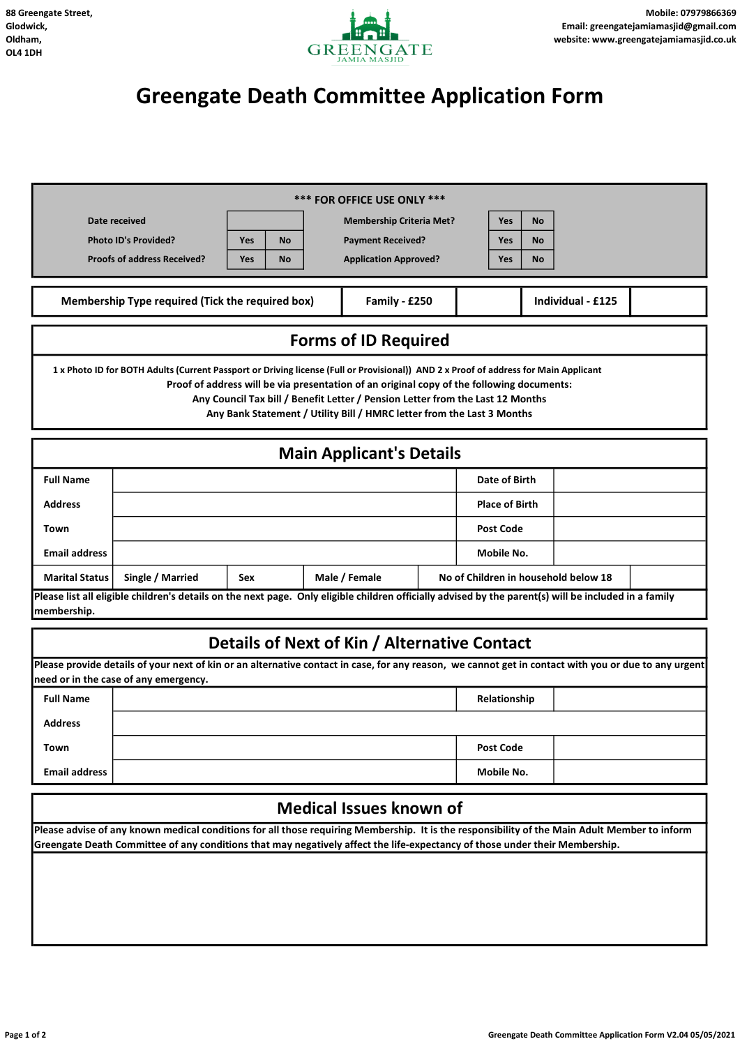88 Greengate Street,
Glodwick,
Oldham,
OL4 1DH

GREENGATE
JAMIA MASJID

Mobile: 07979866369
Email: greengatejamiamasjid@gmail.com
website: www.greengatejamiamasjid.co.uk

# Greengate Death Committee Application Form

*** FOR OFFICE USE ONLY ***

| | | | | | |
|---|---|---|---|---|---|
| Date received | | | Membership Criteria Met? | Yes | No |
| Photo ID's Provided? | Yes | No | Payment Received? | Yes | No |
| Proofs of address Received? | Yes | No | Application Approved? | Yes | No |

| Membership Type required (Tick the required box) | Family - £250 | | Individual - £125 | |
|---|---|---|---|---|

## Forms of ID Required

1 x Photo ID for BOTH Adults (Current Passport or Driving license (Full or Provisional)) AND 2 x Proof of address for Main Applicant

Proof of address will be via presentation of an original copy of the following documents:

Any Council Tax bill / Benefit Letter / Pension Letter from the Last 12 Months

Any Bank Statement / Utility Bill / HMRC letter from the Last 3 Months

## Main Applicant's Details

| | | | | | |
|---|---|---|---|---|---|
| Full Name | | | | Date of Birth | |
| Address | | | | Place of Birth | |
| Town | | | | Post Code | |
| Email address | | | | Mobile No. | |
| Marital Status | Single / Married | Sex | Male / Female | No of Children in household below 18 | |

Please list all eligible children's details on the next page. Only eligible children officially advised by the parent(s) will be included in a family membership.

## Details of Next of Kin / Alternative Contact

Please provide details of your next of kin or an alternative contact in case, for any reason, we cannot get in contact with you or due to any urgent need or in the case of any emergency.

| | | | |
|---|---|---|---|
| Full Name | | Relationship | |
| Address | | | |
| Town | | Post Code | |
| Email address | | Mobile No. | |

## Medical Issues known of

Please advise of any known medical conditions for all those requiring Membership. It is the responsibility of the Main Adult Member to inform Greengate Death Committee of any conditions that may negatively affect the life-expectancy of those under their Membership.

Greengate Death Committee Application Form V2.04 05/05/2021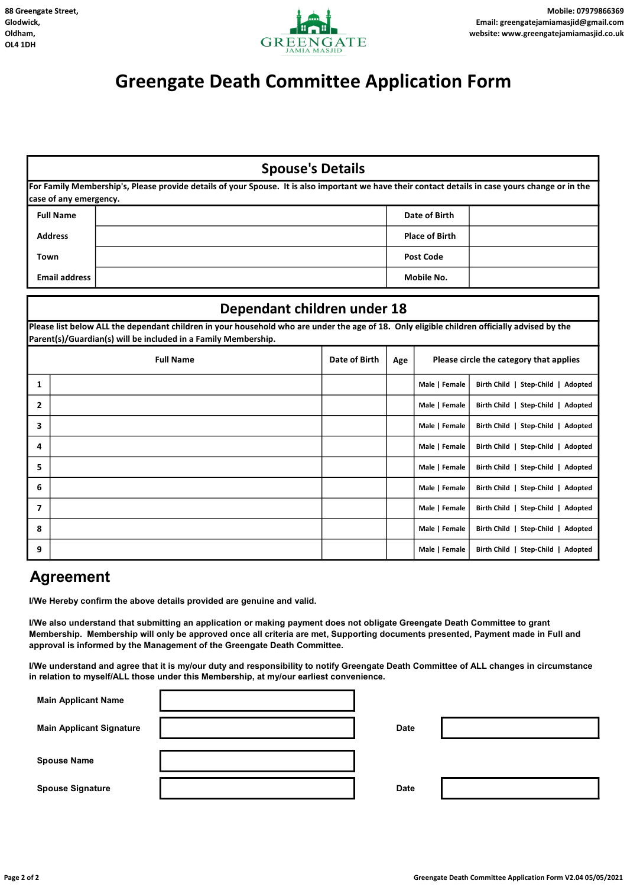88 Greengate Street,
Glodwick,
Oldham,
OL4 1DH

Mobile: 07979866369
Email: greengatejamiamasjid@gmail.com
website: www.greengatejamiamasjid.co.uk

# Greengate Death Committee Application Form

## Spouse's Details

For Family Membership's, Please provide details of your Spouse. It is also important we have their contact details in case yours change or in the case of any emergency.

| | | | |
|---|---|---|---|
| Full Name | | Date of Birth | |
| Address | | Place of Birth | |
| Town | | Post Code | |
| Email address | | Mobile No. | |

## Dependant children under 18

Please list below ALL the dependant children in your household who are under the age of 18. Only eligible children officially advised by the Parent(s)/Guardian(s) will be included in a Family Membership.

| | Full Name | Date of Birth | Age | Please circle the category that applies | |
|---|---|---|---|---|---|
| 1 | | | | Male \| Female | Birth Child \| Step-Child \| Adopted |
| 2 | | | | Male \| Female | Birth Child \| Step-Child \| Adopted |
| 3 | | | | Male \| Female | Birth Child \| Step-Child \| Adopted |
| 4 | | | | Male \| Female | Birth Child \| Step-Child \| Adopted |
| 5 | | | | Male \| Female | Birth Child \| Step-Child \| Adopted |
| 6 | | | | Male \| Female | Birth Child \| Step-Child \| Adopted |
| 7 | | | | Male \| Female | Birth Child \| Step-Child \| Adopted |
| 8 | | | | Male \| Female | Birth Child \| Step-Child \| Adopted |
| 9 | | | | Male \| Female | Birth Child \| Step-Child \| Adopted |

## Agreement

**I/We Hereby confirm the above details provided are genuine and valid.**

**I/We also understand that submitting an application or making payment does not obligate Greengate Death Committee to grant Membership. Membership will only be approved once all criteria are met, Supporting documents presented, Payment made in Full and approval is informed by the Management of the Greengate Death Committee.**

**I/We understand and agree that it is my/our duty and responsibility to notify Greengate Death Committee of ALL changes in circumstance in relation to myself/ALL those under this Membership, at my/our earliest convenience.**

| | | | |
|---|---|---|---|
| Main Applicant Name | | | |
| Main Applicant Signature | | Date | |
| Spouse Name | | | |
| Spouse Signature | | Date | |

Greengate Death Committee Application Form V2.04 05/05/2021